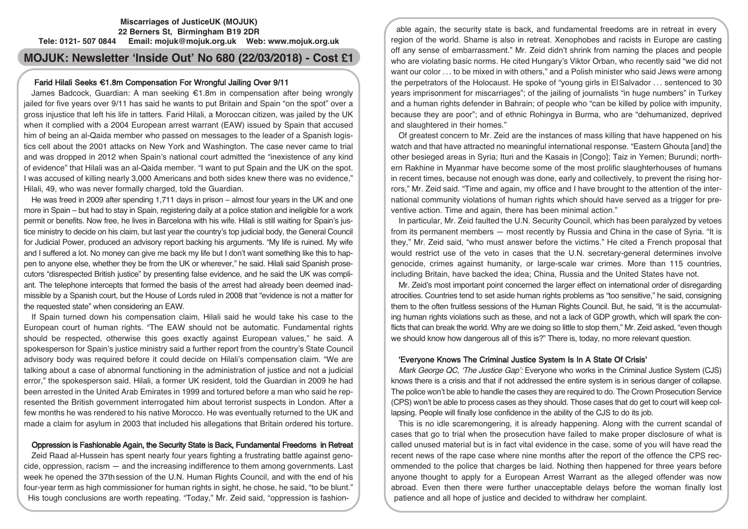**Miscarriages of JusticeUK (MOJUK)**
**22 Berners St, Birmingham B19 2DR**
**Tele: 0121- 507 0844 Email: mojuk@mojuk.org.uk Web: www.mojuk.org.uk**

# MOJUK: Newsletter 'Inside Out' No 680 (22/03/2018) - Cost £1

## Farid Hilali Seeks €1.8m Compensation For Wrongful Jailing Over 9/11

James Badcock, Guardian: A man seeking €1.8m in compensation after being wrongly jailed for five years over 9/11 has said he wants to put Britain and Spain "on the spot" over a gross injustice that left his life in tatters. Farid Hilali, a Moroccan citizen, was jailed by the UK when it complied with a 2004 European arrest warrant (EAW) issued by Spain that accused him of being an al-Qaida member who passed on messages to the leader of a Spanish logistics cell about the 2001 attacks on New York and Washington. The case never came to trial and was dropped in 2012 when Spain's national court admitted the "inexistence of any kind of evidence" that Hilali was an al-Qaida member. "I want to put Spain and the UK on the spot. I was accused of killing nearly 3,000 Americans and both sides knew there was no evidence," Hilali, 49, who was never formally charged, told the Guardian.

He was freed in 2009 after spending 1,711 days in prison – almost four years in the UK and one more in Spain – but had to stay in Spain, registering daily at a police station and ineligible for a work permit or benefits. Now free, he lives in Barcelona with his wife. Hilali is still waiting for Spain's justice ministry to decide on his claim, but last year the country's top judicial body, the General Council for Judicial Power, produced an advisory report backing his arguments. "My life is ruined. My wife and I suffered a lot. No money can give me back my life but I don't want something like this to happen to anyone else, whether they be from the UK or wherever," he said. Hilali said Spanish prosecutors "disrespected British justice" by presenting false evidence, and he said the UK was compliant. The telephone intercepts that formed the basis of the arrest had already been deemed inadmissible by a Spanish court, but the House of Lords ruled in 2008 that "evidence is not a matter for the requested state" when considering an EAW.

If Spain turned down his compensation claim, Hilali said he would take his case to the European court of human rights. "The EAW should not be automatic. Fundamental rights should be respected, otherwise this goes exactly against European values," he said. A spokesperson for Spain's justice ministry said a further report from the country's State Council advisory body was required before it could decide on Hilali's compensation claim. "We are talking about a case of abnormal functioning in the administration of justice and not a judicial error," the spokesperson said. Hilali, a former UK resident, told the Guardian in 2009 he had been arrested in the United Arab Emirates in 1999 and tortured before a man who said he represented the British government interrogated him about terrorist suspects in London. After a few months he was rendered to his native Morocco. He was eventually returned to the UK and made a claim for asylum in 2003 that included his allegations that Britain ordered his torture.

## Oppression is Fashionable Again, the Security State is Back, Fundamental Freedoms in Retreat

Zeid Raad al-Hussein has spent nearly four years fighting a frustrating battle against genocide, oppression, racism — and the increasing indifference to them among governments. Last week he opened the 37th session of the U.N. Human Rights Council, and with the end of his four-year term as high commissioner for human rights in sight, he chose, he said, "to be blunt." His tough conclusions are worth repeating. "Today," Mr. Zeid said, "oppression is fashionable again, the security state is back, and fundamental freedoms are in retreat in every region of the world. Shame is also in retreat. Xenophobes and racists in Europe are casting off any sense of embarrassment." Mr. Zeid didn't shrink from naming the places and people who are violating basic norms. He cited Hungary's Viktor Orban, who recently said "we did not want our color . . . to be mixed in with others," and a Polish minister who said Jews were among the perpetrators of the Holocaust. He spoke of "young girls in El Salvador . . . sentenced to 30 years imprisonment for miscarriages"; of the jailing of journalists "in huge numbers" in Turkey and a human rights defender in Bahrain; of people who "can be killed by police with impunity, because they are poor"; and of ethnic Rohingya in Burma, who are "dehumanized, deprived and slaughtered in their homes."

Of greatest concern to Mr. Zeid are the instances of mass killing that have happened on his watch and that have attracted no meaningful international response. "Eastern Ghouta [and] the other besieged areas in Syria; Ituri and the Kasais in [Congo]; Taiz in Yemen; Burundi; northern Rakhine in Myanmar have become some of the most prolific slaughterhouses of humans in recent times, because not enough was done, early and collectively, to prevent the rising horrors," Mr. Zeid said. "Time and again, my office and I have brought to the attention of the international community violations of human rights which should have served as a trigger for preventive action. Time and again, there has been minimal action."

In particular, Mr. Zeid faulted the U.N. Security Council, which has been paralyzed by vetoes from its permanent members — most recently by Russia and China in the case of Syria. "It is they," Mr. Zeid said, "who must answer before the victims." He cited a French proposal that would restrict use of the veto in cases that the U.N. secretary-general determines involve genocide, crimes against humanity, or large-scale war crimes. More than 115 countries, including Britain, have backed the idea; China, Russia and the United States have not.

Mr. Zeid's most important point concerned the larger effect on international order of disregarding atrocities. Countries tend to set aside human rights problems as "too sensitive," he said, consigning them to the often fruitless sessions of the Human Rights Council. But, he said, "it is the accumulating human rights violations such as these, and not a lack of GDP growth, which will spark the conflicts that can break the world. Why are we doing so little to stop them," Mr. Zeid asked, "even though we should know how dangerous all of this is?" There is, today, no more relevant question.

## 'Everyone Knows The Criminal Justice System Is In A State Of Crisis'

*Mark George QC, 'The Justice Gap':* Everyone who works in the Criminal Justice System (CJS) knows there is a crisis and that if not addressed the entire system is in serious danger of collapse. The police won't be able to handle the cases they are required to do. The Crown Prosecution Service (CPS) won't be able to process cases as they should. Those cases that do get to court will keep collapsing. People will finally lose confidence in the ability of the CJS to do its job.

This is no idle scaremongering, it is already happening. Along with the current scandal of cases that go to trial when the prosecution have failed to make proper disclosure of what is called unused material but is in fact vital evidence in the case, some of you will have read the recent news of the rape case where nine months after the report of the offence the CPS recommended to the police that charges be laid. Nothing then happened for three years before anyone thought to apply for a European Arrest Warrant as the alleged offender was now abroad. Even then there were further unacceptable delays before the woman finally lost patience and all hope of justice and decided to withdraw her complaint.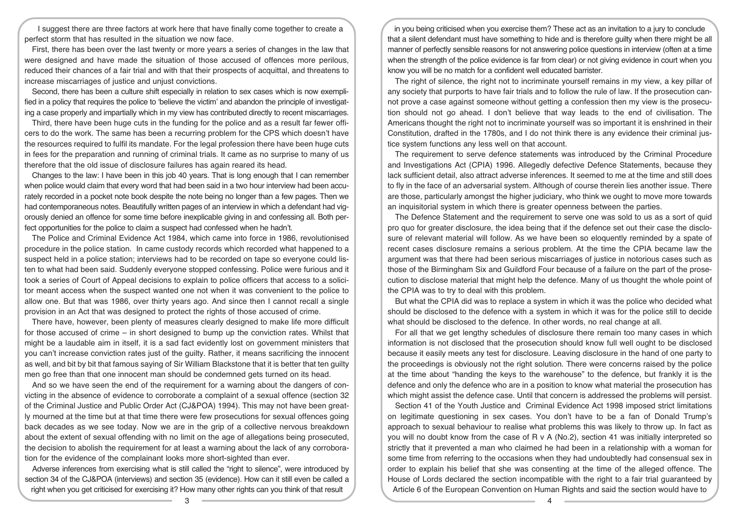I suggest there are three factors at work here that have finally come together to create a perfect storm that has resulted in the situation we now face.

First, there has been over the last twenty or more years a series of changes in the law that were designed and have made the situation of those accused of offences more perilous, reduced their chances of a fair trial and with that their prospects of acquittal, and threatens to increase miscarriages of justice and unjust convictions.

Second, there has been a culture shift especially in relation to sex cases which is now exemplified in a policy that requires the police to 'believe the victim' and abandon the principle of investigating a case properly and impartially which in my view has contributed directly to recent miscarriages.

Third, there have been huge cuts in the funding for the police and as a result far fewer officers to do the work. The same has been a recurring problem for the CPS which doesn't have the resources required to fulfil its mandate. For the legal profession there have been huge cuts in fees for the preparation and running of criminal trials. It came as no surprise to many of us therefore that the old issue of disclosure failures has again reared its head.

Changes to the law: I have been in this job 40 years. That is long enough that I can remember when police would claim that every word that had been said in a two hour interview had been accurately recorded in a pocket note book despite the note being no longer than a few pages. Then we had contemporaneous notes. Beautifully written pages of an interview in which a defendant had vigorously denied an offence for some time before inexplicable giving in and confessing all. Both perfect opportunities for the police to claim a suspect had confessed when he hadn't.

The Police and Criminal Evidence Act 1984, which came into force in 1986, revolutionised procedure in the police station. In came custody records which recorded what happened to a suspect held in a police station; interviews had to be recorded on tape so everyone could listen to what had been said. Suddenly everyone stopped confessing. Police were furious and it took a series of Court of Appeal decisions to explain to police officers that access to a solicitor meant access when the suspect wanted one not when it was convenient to the police to allow one. But that was 1986, over thirty years ago. And since then I cannot recall a single provision in an Act that was designed to protect the rights of those accused of crime.

There have, however, been plenty of measures clearly designed to make life more difficult for those accused of crime – in short designed to bump up the conviction rates. Whilst that might be a laudable aim in itself, it is a sad fact evidently lost on government ministers that you can't increase conviction rates just of the guilty. Rather, it means sacrificing the innocent as well, and bit by bit that famous saying of Sir William Blackstone that it is better that ten guilty men go free than that one innocent man should be condemned gets turned on its head.

And so we have seen the end of the requirement for a warning about the dangers of convicting in the absence of evidence to corroborate a complaint of a sexual offence (section 32 of the Criminal Justice and Public Order Act (CJ&POA) 1994). This may not have been greatly mourned at the time but at that time there were few prosecutions for sexual offences going back decades as we see today. Now we are in the grip of a collective nervous breakdown about the extent of sexual offending with no limit on the age of allegations being prosecuted, the decision to abolish the requirement for at least a warning about the lack of any corroboration for the evidence of the complainant looks more short-sighted than ever.

Adverse inferences from exercising what is still called the "right to silence", were introduced by section 34 of the CJ&POA (interviews) and section 35 (evidence). How can it still even be called a right when you get criticised for exercising it? How many other rights can you think of that result in you being criticised when you exercise them? These act as an invitation to a jury to conclude that a silent defendant must have something to hide and is therefore guilty when there might be all manner of perfectly sensible reasons for not answering police questions in interview (often at a time when the strength of the police evidence is far from clear) or not giving evidence in court when you know you will be no match for a confident well educated barrister.

The right of silence, the right not to incriminate yourself remains in my view, a key pillar of any society that purports to have fair trials and to follow the rule of law. If the prosecution cannot prove a case against someone without getting a confession then my view is the prosecution should not go ahead. I don't believe that way leads to the end of civilisation. The Americans thought the right not to incriminate yourself was so important it is enshrined in their Constitution, drafted in the 1780s, and I do not think there is any evidence their criminal justice system functions any less well on that account.

The requirement to serve defence statements was introduced by the Criminal Procedure and Investigations Act (CPIA) 1996. Allegedly defective Defence Statements, because they lack sufficient detail, also attract adverse inferences. It seemed to me at the time and still does to fly in the face of an adversarial system. Although of course therein lies another issue. There are those, particularly amongst the higher judiciary, who think we ought to move more towards an inquisitorial system in which there is greater openness between the parties.

The Defence Statement and the requirement to serve one was sold to us as a sort of quid pro quo for greater disclosure, the idea being that if the defence set out their case the disclosure of relevant material will follow. As we have been so eloquently reminded by a spate of recent cases disclosure remains a serious problem. At the time the CPIA became law the argument was that there had been serious miscarriages of justice in notorious cases such as those of the Birmingham Six and Guildford Four because of a failure on the part of the prosecution to disclose material that might help the defence. Many of us thought the whole point of the CPIA was to try to deal with this problem.

But what the CPIA did was to replace a system in which it was the police who decided what should be disclosed to the defence with a system in which it was for the police still to decide what should be disclosed to the defence. In other words, no real change at all.

For all that we get lengthy schedules of disclosure there remain too many cases in which information is not disclosed that the prosecution should know full well ought to be disclosed because it easily meets any test for disclosure. Leaving disclosure in the hand of one party to the proceedings is obviously not the right solution. There were concerns raised by the police at the time about "handing the keys to the warehouse" to the defence, but frankly it is the defence and only the defence who are in a position to know what material the prosecution has which might assist the defence case. Until that concern is addressed the problems will persist.

Section 41 of the Youth Justice and Criminal Evidence Act 1998 imposed strict limitations on legitimate questioning in sex cases. You don't have to be a fan of Donald Trump's approach to sexual behaviour to realise what problems this was likely to throw up. In fact as you will no doubt know from the case of R v A (No.2), section 41 was initially interpreted so strictly that it prevented a man who claimed he had been in a relationship with a woman for some time from referring to the occasions when they had undoubtedly had consensual sex in order to explain his belief that she was consenting at the time of the alleged offence. The House of Lords declared the section incompatible with the right to a fair trial guaranteed by Article 6 of the European Convention on Human Rights and said the section would have to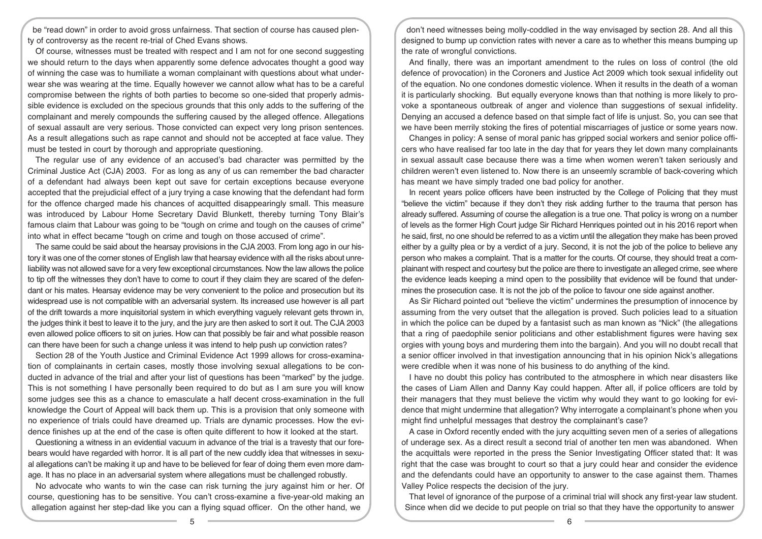be "read down" in order to avoid gross unfairness. That section of course has caused plenty of controversy as the recent re-trial of Ched Evans shows.

Of course, witnesses must be treated with respect and I am not for one second suggesting we should return to the days when apparently some defence advocates thought a good way of winning the case was to humiliate a woman complainant with questions about what underwear she was wearing at the time. Equally however we cannot allow what has to be a careful compromise between the rights of both parties to become so one-sided that properly admissible evidence is excluded on the specious grounds that this only adds to the suffering of the complainant and merely compounds the suffering caused by the alleged offence. Allegations of sexual assault are very serious. Those convicted can expect very long prison sentences. As a result allegations such as rape cannot and should not be accepted at face value. They must be tested in court by thorough and appropriate questioning.

The regular use of any evidence of an accused's bad character was permitted by the Criminal Justice Act (CJA) 2003. For as long as any of us can remember the bad character of a defendant had always been kept out save for certain exceptions because everyone accepted that the prejudicial effect of a jury trying a case knowing that the defendant had form for the offence charged made his chances of acquitted disappearingly small. This measure was introduced by Labour Home Secretary David Blunkett, thereby turning Tony Blair's famous claim that Labour was going to be "tough on crime and tough on the causes of crime" into what in effect became "tough on crime and tough on those accused of crime".

The same could be said about the hearsay provisions in the CJA 2003. From long ago in our history it was one of the corner stones of English law that hearsay evidence with all the risks about unreliability was not allowed save for a very few exceptional circumstances. Now the law allows the police to tip off the witnesses they don't have to come to court if they claim they are scared of the defendant or his mates. Hearsay evidence may be very convenient to the police and prosecution but its widespread use is not compatible with an adversarial system. Its increased use however is all part of the drift towards a more inquisitorial system in which everything vaguely relevant gets thrown in, the judges think it best to leave it to the jury, and the jury are then asked to sort it out. The CJA 2003 even allowed police officers to sit on juries. How can that possibly be fair and what possible reason can there have been for such a change unless it was intend to help push up conviction rates?

Section 28 of the Youth Justice and Criminal Evidence Act 1999 allows for cross-examination of complainants in certain cases, mostly those involving sexual allegations to be conducted in advance of the trial and after your list of questions has been "marked" by the judge. This is not something I have personally been required to do but as I am sure you will know some judges see this as a chance to emasculate a half decent cross-examination in the full knowledge the Court of Appeal will back them up. This is a provision that only someone with no experience of trials could have dreamed up. Trials are dynamic processes. How the evidence finishes up at the end of the case is often quite different to how it looked at the start.

Questioning a witness in an evidential vacuum in advance of the trial is a travesty that our forebears would have regarded with horror. It is all part of the new cuddly idea that witnesses in sexual allegations can't be making it up and have to be believed for fear of doing them even more damage. It has no place in an adversarial system where allegations must be challenged robustly.

No advocate who wants to win the case can risk turning the jury against him or her. Of course, questioning has to be sensitive. You can't cross-examine a five-year-old making an allegation against her step-dad like you can a flying squad officer. On the other hand, we don't need witnesses being molly-coddled in the way envisaged by section 28. And all this designed to bump up conviction rates with never a care as to whether this means bumping up the rate of wrongful convictions.

And finally, there was an important amendment to the rules on loss of control (the old defence of provocation) in the Coroners and Justice Act 2009 which took sexual infidelity out of the equation. No one condones domestic violence. When it results in the death of a woman it is particularly shocking. But equally everyone knows than that nothing is more likely to provoke a spontaneous outbreak of anger and violence than suggestions of sexual infidelity. Denying an accused a defence based on that simple fact of life is unjust. So, you can see that we have been merrily stoking the fires of potential miscarriages of justice or some years now.

Changes in policy: A sense of moral panic has gripped social workers and senior police officers who have realised far too late in the day that for years they let down many complainants in sexual assault case because there was a time when women weren't taken seriously and children weren't even listened to. Now there is an unseemly scramble of back-covering which has meant we have simply traded one bad policy for another.

In recent years police officers have been instructed by the College of Policing that they must "believe the victim" because if they don't they risk adding further to the trauma that person has already suffered. Assuming of course the allegation is a true one. That policy is wrong on a number of levels as the former High Court judge Sir Richard Henriques pointed out in his 2016 report when he said, first, no one should be referred to as a victim until the allegation they make has been proved either by a guilty plea or by a verdict of a jury. Second, it is not the job of the police to believe any person who makes a complaint. That is a matter for the courts. Of course, they should treat a complainant with respect and courtesy but the police are there to investigate an alleged crime, see where the evidence leads keeping a mind open to the possibility that evidence will be found that undermines the prosecution case. It is not the job of the police to favour one side against another.

As Sir Richard pointed out "believe the victim" undermines the presumption of innocence by assuming from the very outset that the allegation is proved. Such policies lead to a situation in which the police can be duped by a fantasist such as man known as "Nick" (the allegations that a ring of paedophile senior politicians and other establishment figures were having sex orgies with young boys and murdering them into the bargain). And you will no doubt recall that a senior officer involved in that investigation announcing that in his opinion Nick's allegations were credible when it was none of his business to do anything of the kind.

I have no doubt this policy has contributed to the atmosphere in which near disasters like the cases of Liam Allen and Danny Kay could happen. After all, if police officers are told by their managers that they must believe the victim why would they want to go looking for evidence that might undermine that allegation? Why interrogate a complainant's phone when you might find unhelpful messages that destroy the complainant's case?

A case in Oxford recently ended with the jury acquitting seven men of a series of allegations of underage sex. As a direct result a second trial of another ten men was abandoned. When the acquittals were reported in the press the Senior Investigating Officer stated that: It was right that the case was brought to court so that a jury could hear and consider the evidence and the defendants could have an opportunity to answer to the case against them. Thames Valley Police respects the decision of the jury.

That level of ignorance of the purpose of a criminal trial will shock any first-year law student. Since when did we decide to put people on trial so that they have the opportunity to answer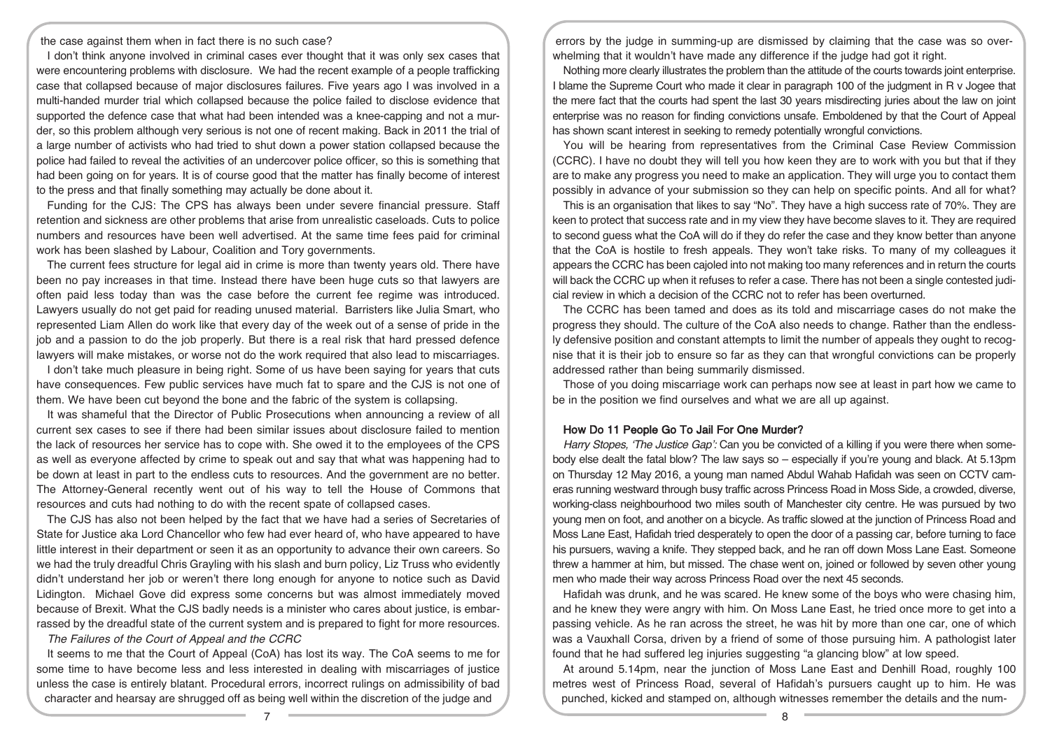the case against them when in fact there is no such case?

I don't think anyone involved in criminal cases ever thought that it was only sex cases that were encountering problems with disclosure. We had the recent example of a people trafficking case that collapsed because of major disclosures failures. Five years ago I was involved in a multi-handed murder trial which collapsed because the police failed to disclose evidence that supported the defence case that what had been intended was a knee-capping and not a murder, so this problem although very serious is not one of recent making. Back in 2011 the trial of a large number of activists who had tried to shut down a power station collapsed because the police had failed to reveal the activities of an undercover police officer, so this is something that had been going on for years. It is of course good that the matter has finally become of interest to the press and that finally something may actually be done about it.

Funding for the CJS: The CPS has always been under severe financial pressure. Staff retention and sickness are other problems that arise from unrealistic caseloads. Cuts to police numbers and resources have been well advertised. At the same time fees paid for criminal work has been slashed by Labour, Coalition and Tory governments.

The current fees structure for legal aid in crime is more than twenty years old. There have been no pay increases in that time. Instead there have been huge cuts so that lawyers are often paid less today than was the case before the current fee regime was introduced. Lawyers usually do not get paid for reading unused material. Barristers like Julia Smart, who represented Liam Allen do work like that every day of the week out of a sense of pride in the job and a passion to do the job properly. But there is a real risk that hard pressed defence lawyers will make mistakes, or worse not do the work required that also lead to miscarriages.

I don't take much pleasure in being right. Some of us have been saying for years that cuts have consequences. Few public services have much fat to spare and the CJS is not one of them. We have been cut beyond the bone and the fabric of the system is collapsing.

It was shameful that the Director of Public Prosecutions when announcing a review of all current sex cases to see if there had been similar issues about disclosure failed to mention the lack of resources her service has to cope with. She owed it to the employees of the CPS as well as everyone affected by crime to speak out and say that what was happening had to be down at least in part to the endless cuts to resources. And the government are no better. The Attorney-General recently went out of his way to tell the House of Commons that resources and cuts had nothing to do with the recent spate of collapsed cases.

The CJS has also not been helped by the fact that we have had a series of Secretaries of State for Justice aka Lord Chancellor who few had ever heard of, who have appeared to have little interest in their department or seen it as an opportunity to advance their own careers. So we had the truly dreadful Chris Grayling with his slash and burn policy, Liz Truss who evidently didn't understand her job or weren't there long enough for anyone to notice such as David Lidington. Michael Gove did express some concerns but was almost immediately moved because of Brexit. What the CJS badly needs is a minister who cares about justice, is embarrassed by the dreadful state of the current system and is prepared to fight for more resources.

*The Failures of the Court of Appeal and the CCRC*

It seems to me that the Court of Appeal (CoA) has lost its way. The CoA seems to me for some time to have become less and less interested in dealing with miscarriages of justice unless the case is entirely blatant. Procedural errors, incorrect rulings on admissibility of bad character and hearsay are shrugged off as being well within the discretion of the judge and errors by the judge in summing-up are dismissed by claiming that the case was so overwhelming that it wouldn't have made any difference if the judge had got it right.

Nothing more clearly illustrates the problem than the attitude of the courts towards joint enterprise. I blame the Supreme Court who made it clear in paragraph 100 of the judgment in R v Jogee that the mere fact that the courts had spent the last 30 years misdirecting juries about the law on joint enterprise was no reason for finding convictions unsafe. Emboldened by that the Court of Appeal has shown scant interest in seeking to remedy potentially wrongful convictions.

You will be hearing from representatives from the Criminal Case Review Commission (CCRC). I have no doubt they will tell you how keen they are to work with you but that if they are to make any progress you need to make an application. They will urge you to contact them possibly in advance of your submission so they can help on specific points. And all for what?

This is an organisation that likes to say "No". They have a high success rate of 70%. They are keen to protect that success rate and in my view they have become slaves to it. They are required to second guess what the CoA will do if they do refer the case and they know better than anyone that the CoA is hostile to fresh appeals. They won't take risks. To many of my colleagues it appears the CCRC has been cajoled into not making too many references and in return the courts will back the CCRC up when it refuses to refer a case. There has not been a single contested judicial review in which a decision of the CCRC not to refer has been overturned.

The CCRC has been tamed and does as its told and miscarriage cases do not make the progress they should. The culture of the CoA also needs to change. Rather than the endlessly defensive position and constant attempts to limit the number of appeals they ought to recognise that it is their job to ensure so far as they can that wrongful convictions can be properly addressed rather than being summarily dismissed.

Those of you doing miscarriage work can perhaps now see at least in part how we came to be in the position we find ourselves and what we are all up against.

## How Do 11 People Go To Jail For One Murder?

*Harry Stopes, 'The Justice Gap':* Can you be convicted of a killing if you were there when somebody else dealt the fatal blow? The law says so – especially if you're young and black. At 5.13pm on Thursday 12 May 2016, a young man named Abdul Wahab Hafidah was seen on CCTV cameras running westward through busy traffic across Princess Road in Moss Side, a crowded, diverse, working-class neighbourhood two miles south of Manchester city centre. He was pursued by two young men on foot, and another on a bicycle. As traffic slowed at the junction of Princess Road and Moss Lane East, Hafidah tried desperately to open the door of a passing car, before turning to face his pursuers, waving a knife. They stepped back, and he ran off down Moss Lane East. Someone threw a hammer at him, but missed. The chase went on, joined or followed by seven other young men who made their way across Princess Road over the next 45 seconds.

Hafidah was drunk, and he was scared. He knew some of the boys who were chasing him, and he knew they were angry with him. On Moss Lane East, he tried once more to get into a passing vehicle. As he ran across the street, he was hit by more than one car, one of which was a Vauxhall Corsa, driven by a friend of some of those pursuing him. A pathologist later found that he had suffered leg injuries suggesting "a glancing blow" at low speed.

At around 5.14pm, near the junction of Moss Lane East and Denhill Road, roughly 100 metres west of Princess Road, several of Hafidah's pursuers caught up to him. He was punched, kicked and stamped on, although witnesses remember the details and the num-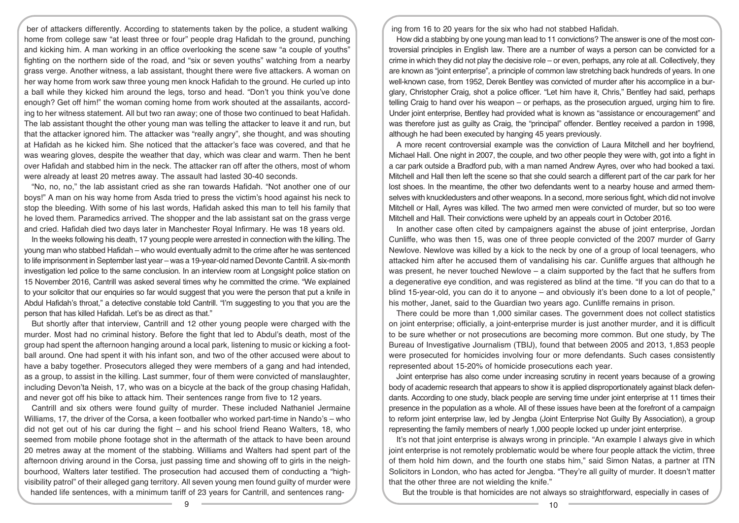ber of attackers differently. According to statements taken by the police, a student walking home from college saw "at least three or four" people drag Hafidah to the ground, punching and kicking him. A man working in an office overlooking the scene saw "a couple of youths" fighting on the northern side of the road, and "six or seven youths" watching from a nearby grass verge. Another witness, a lab assistant, thought there were five attackers. A woman on her way home from work saw three young men knock Hafidah to the ground. He curled up into a ball while they kicked him around the legs, torso and head. "Don't you think you've done enough? Get off him!" the woman coming home from work shouted at the assailants, according to her witness statement. All but two ran away; one of those two continued to beat Hafidah. The lab assistant thought the other young man was telling the attacker to leave it and run, but that the attacker ignored him. The attacker was "really angry", she thought, and was shouting at Hafidah as he kicked him. She noticed that the attacker's face was covered, and that he was wearing gloves, despite the weather that day, which was clear and warm. Then he bent over Hafidah and stabbed him in the neck. The attacker ran off after the others, most of whom were already at least 20 metres away. The assault had lasted 30-40 seconds.

"No, no, no," the lab assistant cried as she ran towards Hafidah. "Not another one of our boys!" A man on his way home from Asda tried to press the victim's hood against his neck to stop the bleeding. With some of his last words, Hafidah asked this man to tell his family that he loved them. Paramedics arrived. The shopper and the lab assistant sat on the grass verge and cried. Hafidah died two days later in Manchester Royal Infirmary. He was 18 years old.

In the weeks following his death, 17 young people were arrested in connection with the killing. The young man who stabbed Hafidah – who would eventually admit to the crime after he was sentenced to life imprisonment in September last year – was a 19-year-old named Devonte Cantrill. A six-month investigation led police to the same conclusion. In an interview room at Longsight police station on 15 November 2016, Cantrill was asked several times why he committed the crime. "We explained to your solicitor that our enquiries so far would suggest that you were the person that put a knife in Abdul Hafidah's throat," a detective constable told Cantrill. "I'm suggesting to you that you are the person that has killed Hafidah. Let's be as direct as that."

But shortly after that interview, Cantrill and 12 other young people were charged with the murder. Most had no criminal history. Before the fight that led to Abdul's death, most of the group had spent the afternoon hanging around a local park, listening to music or kicking a football around. One had spent it with his infant son, and two of the other accused were about to have a baby together. Prosecutors alleged they were members of a gang and had intended, as a group, to assist in the killing. Last summer, four of them were convicted of manslaughter, including Devon'ta Neish, 17, who was on a bicycle at the back of the group chasing Hafidah, and never got off his bike to attack him. Their sentences range from five to 12 years.

Cantrill and six others were found guilty of murder. These included Nathaniel Jermaine Williams, 17, the driver of the Corsa, a keen footballer who worked part-time in Nando's – who did not get out of his car during the fight – and his school friend Reano Walters, 18, who seemed from mobile phone footage shot in the aftermath of the attack to have been around 20 metres away at the moment of the stabbing. Williams and Walters had spent part of the afternoon driving around in the Corsa, just passing time and showing off to girls in the neighbourhood, Walters later testified. The prosecution had accused them of conducting a "high-visibility patrol" of their alleged gang territory. All seven young men found guilty of murder were handed life sentences, with a minimum tariff of 23 years for Cantrill, and sentences ranging from 16 to 20 years for the six who had not stabbed Hafidah.

How did a stabbing by one young man lead to 11 convictions? The answer is one of the most controversial principles in English law. There are a number of ways a person can be convicted for a crime in which they did not play the decisive role – or even, perhaps, any role at all. Collectively, they are known as "joint enterprise", a principle of common law stretching back hundreds of years. In one well-known case, from 1952, Derek Bentley was convicted of murder after his accomplice in a burglary, Christopher Craig, shot a police officer. "Let him have it, Chris," Bentley had said, perhaps telling Craig to hand over his weapon – or perhaps, as the prosecution argued, urging him to fire. Under joint enterprise, Bentley had provided what is known as "assistance or encouragement" and was therefore just as guilty as Craig, the "principal" offender. Bentley received a pardon in 1998, although he had been executed by hanging 45 years previously.

A more recent controversial example was the conviction of Laura Mitchell and her boyfriend, Michael Hall. One night in 2007, the couple, and two other people they were with, got into a fight in a car park outside a Bradford pub, with a man named Andrew Ayres, over who had booked a taxi. Mitchell and Hall then left the scene so that she could search a different part of the car park for her lost shoes. In the meantime, the other two defendants went to a nearby house and armed themselves with knuckledusters and other weapons. In a second, more serious fight, which did not involve Mitchell or Hall, Ayres was killed. The two armed men were convicted of murder, but so too were Mitchell and Hall. Their convictions were upheld by an appeals court in October 2016.

In another case often cited by campaigners against the abuse of joint enterprise, Jordan Cunliffe, who was then 15, was one of three people convicted of the 2007 murder of Garry Newlove. Newlove was killed by a kick to the neck by one of a group of local teenagers, who attacked him after he accused them of vandalising his car. Cunliffe argues that although he was present, he never touched Newlove – a claim supported by the fact that he suffers from a degenerative eye condition, and was registered as blind at the time. "If you can do that to a blind 15-year-old, you can do it to anyone – and obviously it's been done to a lot of people," his mother, Janet, said to the Guardian two years ago. Cunliffe remains in prison.

There could be more than 1,000 similar cases. The government does not collect statistics on joint enterprise; officially, a joint-enterprise murder is just another murder, and it is difficult to be sure whether or not prosecutions are becoming more common. But one study, by The Bureau of Investigative Journalism (TBIJ), found that between 2005 and 2013, 1,853 people were prosecuted for homicides involving four or more defendants. Such cases consistently represented about 15-20% of homicide prosecutions each year.

Joint enterprise has also come under increasing scrutiny in recent years because of a growing body of academic research that appears to show it is applied disproportionately against black defendants. According to one study, black people are serving time under joint enterprise at 11 times their presence in the population as a whole. All of these issues have been at the forefront of a campaign to reform joint enterprise law, led by Jengba (Joint Enterprise Not Guilty By Association), a group representing the family members of nearly 1,000 people locked up under joint enterprise.

It's not that joint enterprise is always wrong in principle. "An example I always give in which joint enterprise is not remotely problematic would be where four people attack the victim, three of them hold him down, and the fourth one stabs him," said Simon Natas, a partner at ITN Solicitors in London, who has acted for Jengba. "They're all guilty of murder. It doesn't matter that the other three are not wielding the knife."

But the trouble is that homicides are not always so straightforward, especially in cases of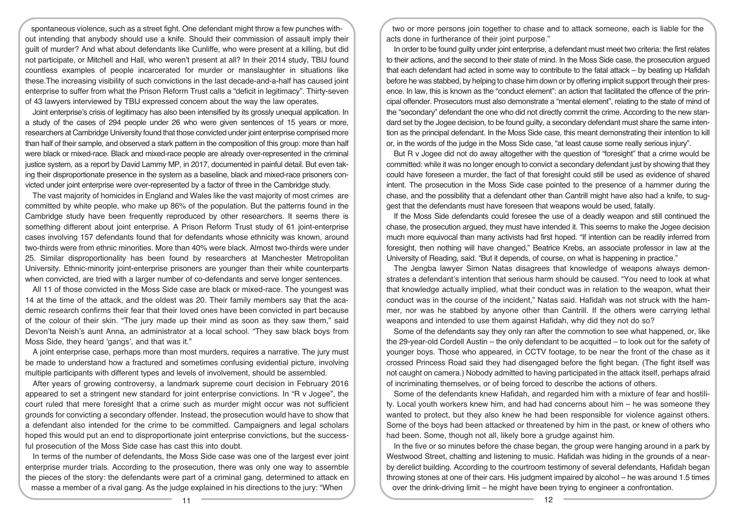spontaneous violence, such as a street fight. One defendant might throw a few punches without intending that anybody should use a knife. Should their commission of assault imply their guilt of murder? And what about defendants like Cunliffe, who were present at a killing, but did not participate, or Mitchell and Hall, who weren't present at all? In their 2014 study, TBIJ found countless examples of people incarcerated for murder or manslaughter in situations like these.The increasing visibility of such convictions in the last decade-and-a-half has caused joint enterprise to suffer from what the Prison Reform Trust calls a "deficit in legitimacy". Thirty-seven of 43 lawyers interviewed by TBIJ expressed concern about the way the law operates.

Joint enterprise's crisis of legitimacy has also been intensified by its grossly unequal application. In a study of the cases of 294 people under 26 who were given sentences of 15 years or more, researchers at Cambridge University found that those convicted under joint enterprise comprised more than half of their sample, and observed a stark pattern in the composition of this group: more than half were black or mixed-race. Black and mixed-race people are already over-represented in the criminal justice system, as a report by David Lammy MP, in 2017, documented in painful detail. But even taking their disproportionate presence in the system as a baseline, black and mixed-race prisoners convicted under joint enterprise were over-represented by a factor of three in the Cambridge study.

The vast majority of homicides in England and Wales like the vast majority of most crimes are committed by white people, who make up 86% of the population. But the patterns found in the Cambridge study have been frequently reproduced by other researchers. It seems there is something different about joint enterprise. A Prison Reform Trust study of 61 joint-enterprise cases involving 157 defendants found that for defendants whose ethnicity was known, around two-thirds were from ethnic minorities. More than 40% were black. Almost two-thirds were under 25. Similar disproportionality has been found by researchers at Manchester Metropolitan University. Ethnic-minority joint-enterprise prisoners are younger than their white counterparts when convicted, are tried with a larger number of co-defendants and serve longer sentences.

All 11 of those convicted in the Moss Side case are black or mixed-race. The youngest was 14 at the time of the attack, and the oldest was 20. Their family members say that the academic research confirms their fear that their loved ones have been convicted in part because of the colour of their skin. "The jury made up their mind as soon as they saw them," said Devon'ta Neish's aunt Anna, an administrator at a local school. "They saw black boys from Moss Side, they heard 'gangs', and that was it."

A joint enterprise case, perhaps more than most murders, requires a narrative. The jury must be made to understand how a fractured and sometimes confusing evidential picture, involving multiple participants with different types and levels of involvement, should be assembled.

After years of growing controversy, a landmark supreme court decision in February 2016 appeared to set a stringent new standard for joint enterprise convictions. In "R v Jogee", the court ruled that mere foresight that a crime such as murder might occur was not sufficient grounds for convicting a secondary offender. Instead, the prosecution would have to show that a defendant also intended for the crime to be committed. Campaigners and legal scholars hoped this would put an end to disproportionate joint enterprise convictions, but the successful prosecution of the Moss Side case has cast this into doubt.

In terms of the number of defendants, the Moss Side case was one of the largest ever joint enterprise murder trials. According to the prosecution, there was only one way to assemble the pieces of the story: the defendants were part of a criminal gang, determined to attack en masse a member of a rival gang. As the judge explained in his directions to the jury: "When two or more persons join together to chase and to attack someone, each is liable for the acts done in furtherance of their joint purpose."

In order to be found guilty under joint enterprise, a defendant must meet two criteria: the first relates to their actions, and the second to their state of mind. In the Moss Side case, the prosecution argued that each defendant had acted in some way to contribute to the fatal attack – by beating up Hafidah before he was stabbed, by helping to chase him down or by offering implicit support through their presence. In law, this is known as the "conduct element": an action that facilitated the offence of the principal offender. Prosecutors must also demonstrate a "mental element", relating to the state of mind of the "secondary" defendant the one who did not directly commit the crime. According to the new standard set by the Jogee decision, to be found guilty, a secondary defendant must share the same intention as the principal defendant. In the Moss Side case, this meant demonstrating their intention to kill or, in the words of the judge in the Moss Side case, "at least cause some really serious injury".

But R v Jogee did not do away altogether with the question of "foresight" that a crime would be committed: while it was no longer enough to convict a secondary defendant just by showing that they could have foreseen a murder, the fact of that foresight could still be used as evidence of shared intent. The prosecution in the Moss Side case pointed to the presence of a hammer during the chase, and the possibility that a defendant other than Cantrill might have also had a knife, to suggest that the defendants must have foreseen that weapons would be used, fatally.

If the Moss Side defendants could foresee the use of a deadly weapon and still continued the chase, the prosecution argued, they must have intended it. This seems to make the Jogee decision much more equivocal than many activists had first hoped. "If intention can be readily inferred from foresight, then nothing will have changed," Beatrice Krebs, an associate professor in law at the University of Reading, said. "But it depends, of course, on what is happening in practice."

The Jengba lawyer Simon Natas disagrees that knowledge of weapons always demonstrates a defendant's intention that serious harm should be caused. "You need to look at what that knowledge actually implied, what their conduct was in relation to the weapon, what their conduct was in the course of the incident," Natas said. Hafidah was not struck with the hammer, nor was he stabbed by anyone other than Cantrill. If the others were carrying lethal weapons and intended to use them against Hafidah, why did they not do so?

Some of the defendants say they only ran after the commotion to see what happened, or, like the 29-year-old Cordell Austin – the only defendant to be acquitted – to look out for the safety of younger boys. Those who appeared, in CCTV footage, to be near the front of the chase as it crossed Princess Road said they had disengaged before the fight began. (The fight itself was not caught on camera.) Nobody admitted to having participated in the attack itself, perhaps afraid of incriminating themselves, or of being forced to describe the actions of others.

Some of the defendants knew Hafidah, and regarded him with a mixture of fear and hostility. Local youth workers knew him, and had had concerns about him – he was someone they wanted to protect, but they also knew he had been responsible for violence against others. Some of the boys had been attacked or threatened by him in the past, or knew of others who had been. Some, though not all, likely bore a grudge against him.

In the five or so minutes before the chase began, the group were hanging around in a park by Westwood Street, chatting and listening to music. Hafidah was hiding in the grounds of a nearby derelict building. According to the courtroom testimony of several defendants, Hafidah began throwing stones at one of their cars. His judgment impaired by alcohol – he was around 1.5 times over the drink-driving limit – he might have been trying to engineer a confrontation.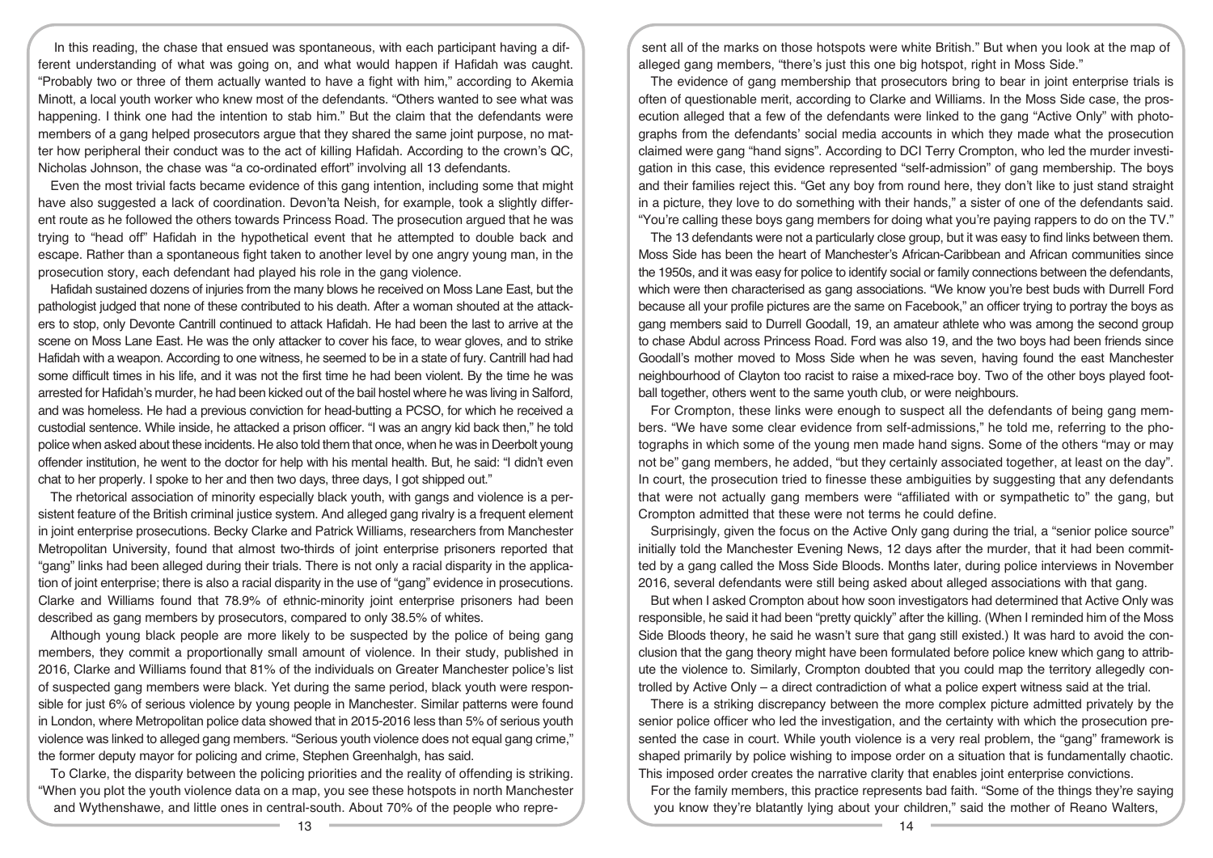In this reading, the chase that ensued was spontaneous, with each participant having a different understanding of what was going on, and what would happen if Hafidah was caught. "Probably two or three of them actually wanted to have a fight with him," according to Akemia Minott, a local youth worker who knew most of the defendants. "Others wanted to see what was happening. I think one had the intention to stab him." But the claim that the defendants were members of a gang helped prosecutors argue that they shared the same joint purpose, no matter how peripheral their conduct was to the act of killing Hafidah. According to the crown's QC, Nicholas Johnson, the chase was "a co-ordinated effort" involving all 13 defendants.

Even the most trivial facts became evidence of this gang intention, including some that might have also suggested a lack of coordination. Devon'ta Neish, for example, took a slightly different route as he followed the others towards Princess Road. The prosecution argued that he was trying to "head off" Hafidah in the hypothetical event that he attempted to double back and escape. Rather than a spontaneous fight taken to another level by one angry young man, in the prosecution story, each defendant had played his role in the gang violence.

Hafidah sustained dozens of injuries from the many blows he received on Moss Lane East, but the pathologist judged that none of these contributed to his death. After a woman shouted at the attackers to stop, only Devonte Cantrill continued to attack Hafidah. He had been the last to arrive at the scene on Moss Lane East. He was the only attacker to cover his face, to wear gloves, and to strike Hafidah with a weapon. According to one witness, he seemed to be in a state of fury. Cantrill had had some difficult times in his life, and it was not the first time he had been violent. By the time he was arrested for Hafidah's murder, he had been kicked out of the bail hostel where he was living in Salford, and was homeless. He had a previous conviction for head-butting a PCSO, for which he received a custodial sentence. While inside, he attacked a prison officer. "I was an angry kid back then," he told police when asked about these incidents. He also told them that once, when he was in Deerbolt young offender institution, he went to the doctor for help with his mental health. But, he said: "I didn't even chat to her properly. I spoke to her and then two days, three days, I got shipped out."

The rhetorical association of minority especially black youth, with gangs and violence is a persistent feature of the British criminal justice system. And alleged gang rivalry is a frequent element in joint enterprise prosecutions. Becky Clarke and Patrick Williams, researchers from Manchester Metropolitan University, found that almost two-thirds of joint enterprise prisoners reported that "gang" links had been alleged during their trials. There is not only a racial disparity in the application of joint enterprise; there is also a racial disparity in the use of "gang" evidence in prosecutions. Clarke and Williams found that 78.9% of ethnic-minority joint enterprise prisoners had been described as gang members by prosecutors, compared to only 38.5% of whites.

Although young black people are more likely to be suspected by the police of being gang members, they commit a proportionally small amount of violence. In their study, published in 2016, Clarke and Williams found that 81% of the individuals on Greater Manchester police's list of suspected gang members were black. Yet during the same period, black youth were responsible for just 6% of serious violence by young people in Manchester. Similar patterns were found in London, where Metropolitan police data showed that in 2015-2016 less than 5% of serious youth violence was linked to alleged gang members. "Serious youth violence does not equal gang crime," the former deputy mayor for policing and crime, Stephen Greenhalgh, has said.

To Clarke, the disparity between the policing priorities and the reality of offending is striking. "When you plot the youth violence data on a map, you see these hotspots in north Manchester and Wythenshawe, and little ones in central-south. About 70% of the people who represent all of the marks on those hotspots were white British." But when you look at the map of alleged gang members, "there's just this one big hotspot, right in Moss Side."

The evidence of gang membership that prosecutors bring to bear in joint enterprise trials is often of questionable merit, according to Clarke and Williams. In the Moss Side case, the prosecution alleged that a few of the defendants were linked to the gang "Active Only" with photographs from the defendants' social media accounts in which they made what the prosecution claimed were gang "hand signs". According to DCI Terry Crompton, who led the murder investigation in this case, this evidence represented "self-admission" of gang membership. The boys and their families reject this. "Get any boy from round here, they don't like to just stand straight in a picture, they love to do something with their hands," a sister of one of the defendants said. "You're calling these boys gang members for doing what you're paying rappers to do on the TV."

The 13 defendants were not a particularly close group, but it was easy to find links between them. Moss Side has been the heart of Manchester's African-Caribbean and African communities since the 1950s, and it was easy for police to identify social or family connections between the defendants, which were then characterised as gang associations. "We know you're best buds with Durrell Ford because all your profile pictures are the same on Facebook," an officer trying to portray the boys as gang members said to Durrell Goodall, 19, an amateur athlete who was among the second group to chase Abdul across Princess Road. Ford was also 19, and the two boys had been friends since Goodall's mother moved to Moss Side when he was seven, having found the east Manchester neighbourhood of Clayton too racist to raise a mixed-race boy. Two of the other boys played football together, others went to the same youth club, or were neighbours.

For Crompton, these links were enough to suspect all the defendants of being gang members. "We have some clear evidence from self-admissions," he told me, referring to the photographs in which some of the young men made hand signs. Some of the others "may or may not be" gang members, he added, "but they certainly associated together, at least on the day". In court, the prosecution tried to finesse these ambiguities by suggesting that any defendants that were not actually gang members were "affiliated with or sympathetic to" the gang, but Crompton admitted that these were not terms he could define.

Surprisingly, given the focus on the Active Only gang during the trial, a "senior police source" initially told the Manchester Evening News, 12 days after the murder, that it had been committed by a gang called the Moss Side Bloods. Months later, during police interviews in November 2016, several defendants were still being asked about alleged associations with that gang.

But when I asked Crompton about how soon investigators had determined that Active Only was responsible, he said it had been "pretty quickly" after the killing. (When I reminded him of the Moss Side Bloods theory, he said he wasn't sure that gang still existed.) It was hard to avoid the conclusion that the gang theory might have been formulated before police knew which gang to attribute the violence to. Similarly, Crompton doubted that you could map the territory allegedly controlled by Active Only – a direct contradiction of what a police expert witness said at the trial.

There is a striking discrepancy between the more complex picture admitted privately by the senior police officer who led the investigation, and the certainty with which the prosecution presented the case in court. While youth violence is a very real problem, the "gang" framework is shaped primarily by police wishing to impose order on a situation that is fundamentally chaotic. This imposed order creates the narrative clarity that enables joint enterprise convictions.

For the family members, this practice represents bad faith. "Some of the things they're saying you know they're blatantly lying about your children," said the mother of Reano Walters,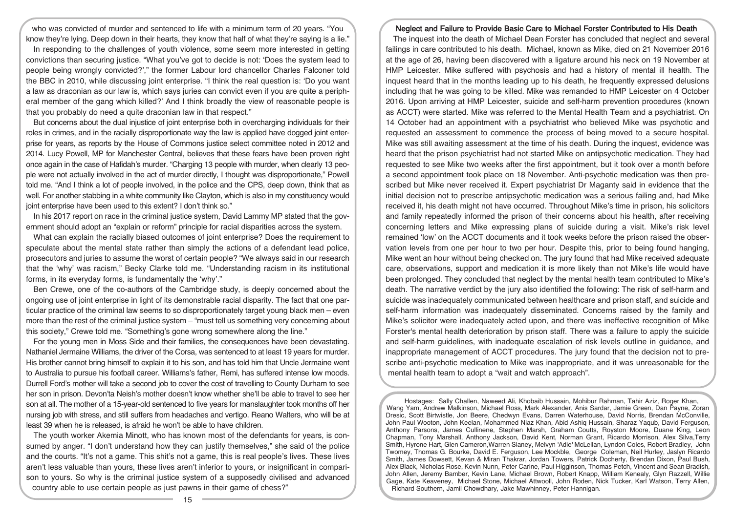who was convicted of murder and sentenced to life with a minimum term of 20 years. "You know they're lying. Deep down in their hearts, they know that half of what they're saying is a lie."

In responding to the challenges of youth violence, some seem more interested in getting convictions than securing justice. "What you've got to decide is not: 'Does the system lead to people being wrongly convicted?'," the former Labour lord chancellor Charles Falconer told the BBC in 2010, while discussing joint enterprise. "I think the real question is: 'Do you want a law as draconian as our law is, which says juries can convict even if you are quite a peripheral member of the gang which killed?' And I think broadly the view of reasonable people is that you probably do need a quite draconian law in that respect."

But concerns about the dual injustice of joint enterprise both in overcharging individuals for their roles in crimes, and in the racially disproportionate way the law is applied have dogged joint enterprise for years, as reports by the House of Commons justice select committee noted in 2012 and 2014. Lucy Powell, MP for Manchester Central, believes that these fears have been proven right once again in the case of Hafidah's murder. "Charging 13 people with murder, when clearly 13 people were not actually involved in the act of murder directly, I thought was disproportionate," Powell told me. "And I think a lot of people involved, in the police and the CPS, deep down, think that as well. For another stabbing in a white community like Clayton, which is also in my constituency would joint enterprise have been used to this extent? I don't think so."

In his 2017 report on race in the criminal justice system, David Lammy MP stated that the government should adopt an "explain or reform" principle for racial disparities across the system.

What can explain the racially biased outcomes of joint enterprise? Does the requirement to speculate about the mental state rather than simply the actions of a defendant lead police, prosecutors and juries to assume the worst of certain people? "We always said in our research that the 'why' was racism," Becky Clarke told me. "Understanding racism in its institutional forms, in its everyday forms, is fundamentally the 'why'."

Ben Crewe, one of the co-authors of the Cambridge study, is deeply concerned about the ongoing use of joint enterprise in light of its demonstrable racial disparity. The fact that one particular practice of the criminal law seems to so disproportionately target young black men – even more than the rest of the criminal justice system – "must tell us something very concerning about this society," Crewe told me. "Something's gone wrong somewhere along the line."

For the young men in Moss Side and their families, the consequences have been devastating. Nathaniel Jermaine Williams, the driver of the Corsa, was sentenced to at least 19 years for murder. His brother cannot bring himself to explain it to his son, and has told him that Uncle Jermaine went to Australia to pursue his football career. Williams's father, Remi, has suffered intense low moods. Durrell Ford's mother will take a second job to cover the cost of travelling to County Durham to see her son in prison. Devon'ta Neish's mother doesn't know whether she'll be able to travel to see her son at all. The mother of a 15-year-old sentenced to five years for manslaughter took months off her nursing job with stress, and still suffers from headaches and vertigo. Reano Walters, who will be at least 39 when he is released, is afraid he won't be able to have children.

The youth worker Akemia Minott, who has known most of the defendants for years, is consumed by anger. "I don't understand how they can justify themselves," she said of the police and the courts. "It's not a game. This shit's not a game, this is real people's lives. These lives aren't less valuable than yours, these lives aren't inferior to yours, or insignificant in comparison to yours. So why is the criminal justice system of a supposedly civilised and advanced country able to use certain people as just pawns in their game of chess?"

## Neglect and Failure to Provide Basic Care to Michael Forster Contributed to His Death

The inquest into the death of Michael Dean Forster has concluded that neglect and several failings in care contributed to his death. Michael, known as Mike, died on 21 November 2016 at the age of 26, having been discovered with a ligature around his neck on 19 November at HMP Leicester. Mike suffered with psychosis and had a history of mental ill health. The inquest heard that in the months leading up to his death, he frequently expressed delusions including that he was going to be killed. Mike was remanded to HMP Leicester on 4 October 2016. Upon arriving at HMP Leicester, suicide and self-harm prevention procedures (known as ACCT) were started. Mike was referred to the Mental Health Team and a psychiatrist. On 14 October had an appointment with a psychiatrist who believed Mike was psychotic and requested an assessment to commence the process of being moved to a secure hospital. Mike was still awaiting assessment at the time of his death. During the inquest, evidence was heard that the prison psychiatrist had not started Mike on antipsychotic medication. They had requested to see Mike two weeks after the first appointment, but it took over a month before a second appointment took place on 18 November. Anti-psychotic medication was then prescribed but Mike never received it. Expert psychiatrist Dr Maganty said in evidence that the initial decision not to prescribe antipsychotic medication was a serious failing and, had Mike received it, his death might not have occurred. Throughout Mike's time in prison, his solicitors and family repeatedly informed the prison of their concerns about his health, after receiving concerning letters and Mike expressing plans of suicide during a visit. Mike's risk level remained 'low' on the ACCT documents and it took weeks before the prison raised the observation levels from one per hour to two per hour. Despite this, prior to being found hanging, Mike went an hour without being checked on. The jury found that had Mike received adequate care, observations, support and medication it is more likely than not Mike's life would have been prolonged. They concluded that neglect by the mental health team contributed to Mike's death. The narrative verdict by the jury also identified the following: The risk of self-harm and suicide was inadequately communicated between healthcare and prison staff, and suicide and self-harm information was inadequately disseminated. Concerns raised by the family and Mike's solicitor were inadequately acted upon, and there was ineffective recognition of Mike Forster's mental health deterioration by prison staff. There was a failure to apply the suicide and self-harm guidelines, with inadequate escalation of risk levels outline in guidance, and inappropriate management of ACCT procedures. The jury found that the decision not to prescribe anti-psychotic medication to Mike was inappropriate, and it was unreasonable for the mental health team to adopt a "wait and watch approach".

Hostages: Sally Challen, Naweed Ali, Khobaib Hussain, Mohibur Rahman, Tahir Aziz, Roger Khan, Wang Yam, Andrew Malkinson, Michael Ross, Mark Alexander, Anis Sardar, Jamie Green, Dan Payne, Zoran Dresic, Scott Birtwistle, Jon Beere, Chedwyn Evans, Darren Waterhouse, David Norris, Brendan McConville, John Paul Wooton, John Keelan, Mohammed Niaz Khan, Abid Ashiq Hussain, Sharaz Yaqub, David Ferguson, Anthony Parsons, James Cullinene, Stephen Marsh, Graham Coutts, Royston Moore, Duane King, Leon Chapman, Tony Marshall, Anthony Jackson, David Kent, Norman Grant, Ricardo Morrison, Alex Silva,Terry Smith, Hyrone Hart, Glen Cameron,Warren Slaney, Melvyn 'Adie' McLellan, Lyndon Coles, Robert Bradley, John Twomey, Thomas G. Bourke, David E. Ferguson, Lee Mockble, George Coleman, Neil Hurley, Jaslyn Ricardo Smith, James Dowsett, Kevan & Miran Thakrar, Jordan Towers, Patrick Docherty, Brendan Dixon, Paul Bush, Alex Black, Nicholas Rose, Kevin Nunn, Peter Carine, Paul Higginson, Thomas Petch, Vincent and Sean Bradish, John Allen, Jeremy Bamber, Kevin Lane, Michael Brown, Robert Knapp, William Kenealy, Glyn Razzell, Willie Gage, Kate Keaveney, Michael Stone, Michael Attwooll, John Roden, Nick Tucker, Karl Watson, Terry Allen, Richard Southern, Jamil Chowdhary, Jake Mawhinney, Peter Hannigan.